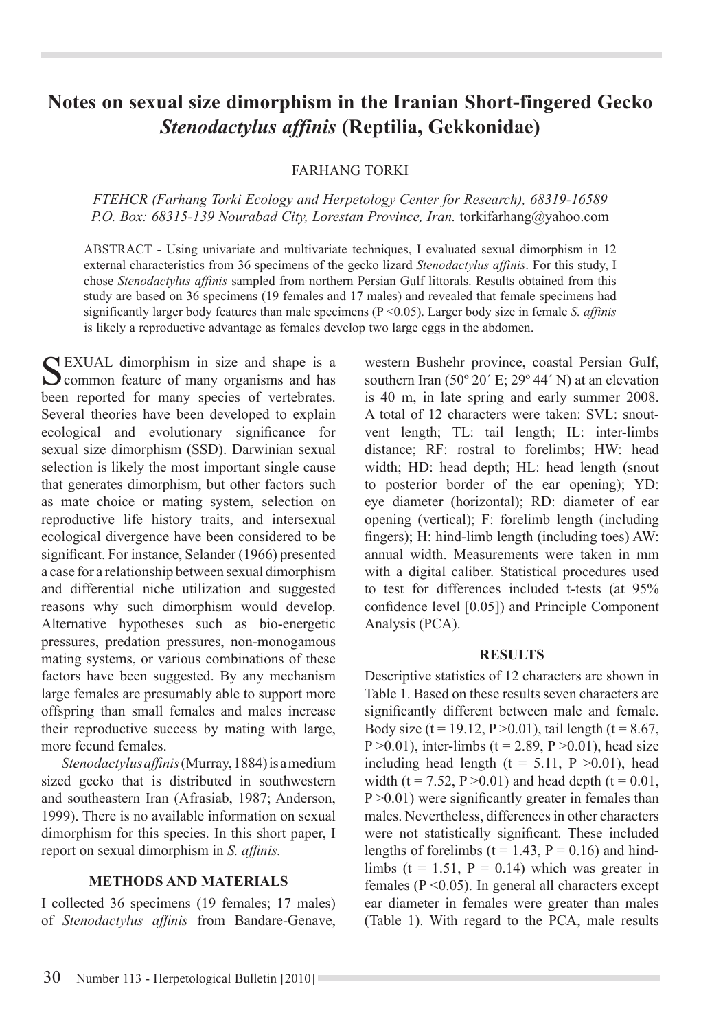# Notes on sexual size dimorphism in the Iranian Short-fingered Gecko *Stenodactylus affinis* (Reptilia, Gekkonidae)

FARHANG TORKI

*FTEHCR (Farhang Torki Ecology and Herpetology Center for Research), 68319-16589 P.O. Box: 68315-139 Nourabad City, Lorestan Province, Iran.* torkifarhang@yahoo.com

ABSTRACT - Using univariate and multivariate techniques, I evaluated sexual dimorphism in 12 external characteristics from 36 specimens of the gecko lizard *Stenodactylus affinis*. For this study, I chose *Stenodactylus affinis* sampled from northern Persian Gulf littorals. Results obtained from this study are based on 36 specimens (19 females and 17 males) and revealed that female specimens had significantly larger body features than male specimens ($P < 0.05$). Larger body size in female *S. affinis* is likely a reproductive advantage as females develop two large eggs in the abdomen.

SEXUAL dimorphism in size and shape is a common feature of many organisms and has been reported for many species of vertebrates. Several theories have been developed to explain ecological and evolutionary significance for sexual size dimorphism (SSD). Darwinian sexual selection is likely the most important single cause that generates dimorphism, but other factors such as mate choice or mating system, selection on reproductive life history traits, and intersexual ecological divergence have been considered to be significant. For instance, Selander (1966) presented a case for a relationship between sexual dimorphism and differential niche utilization and suggested reasons why such dimorphism would develop. Alternative hypotheses such as bio-energetic pressures, predation pressures, non-monogamous mating systems, or various combinations of these factors have been suggested. By any mechanism large females are presumably able to support more offspring than small females and males increase their reproductive success by mating with large, more fecund females.

*Stenodactylus affinis* (Murray, 1884) is a medium sized gecko that is distributed in southwestern and southeastern Iran (Afrasiab, 1987; Anderson, 1999). There is no available information on sexual dimorphism for this species. In this short paper, I report on sexual dimorphism in *S. affinis.*

## METHODS AND MATERIALS

I collected 36 specimens (19 females; 17 males) of *Stenodactylus affinis* from Bandare-Genave, western Bushehr province, coastal Persian Gulf, southern Iran (50º 20´ E; 29º 44´ N) at an elevation is 40 m, in late spring and early summer 2008. A total of 12 characters were taken: SVL: snout-vent length; TL: tail length; IL: inter-limbs distance; RF: rostral to forelimbs; HW: head width; HD: head depth; HL: head length (snout to posterior border of the ear opening); YD: eye diameter (horizontal); RD: diameter of ear opening (vertical); F: forelimb length (including fingers); H: hind-limb length (including toes) AW: annual width. Measurements were taken in mm with a digital caliber. Statistical procedures used to test for differences included t-tests (at 95% confidence level [0.05]) and Principle Component Analysis (PCA).

## RESULTS

Descriptive statistics of 12 characters are shown in Table 1. Based on these results seven characters are significantly different between male and female. Body size ($t = 19.12$, $P > 0.01$), tail length ($t = 8.67$, $P > 0.01$), inter-limbs ($t = 2.89$, $P > 0.01$), head size including head length ($t = 5.11$, $P > 0.01$), head width ($t = 7.52$, $P > 0.01$) and head depth ($t = 0.01$, $P > 0.01$) were significantly greater in females than males. Nevertheless, differences in other characters were not statistically significant. These included lengths of forelimbs ($t = 1.43$, $P = 0.16$) and hind-limbs ($t = 1.51$, $P = 0.14$) which was greater in females ($P < 0.05$). In general all characters except ear diameter in females were greater than males (Table 1). With regard to the PCA, male results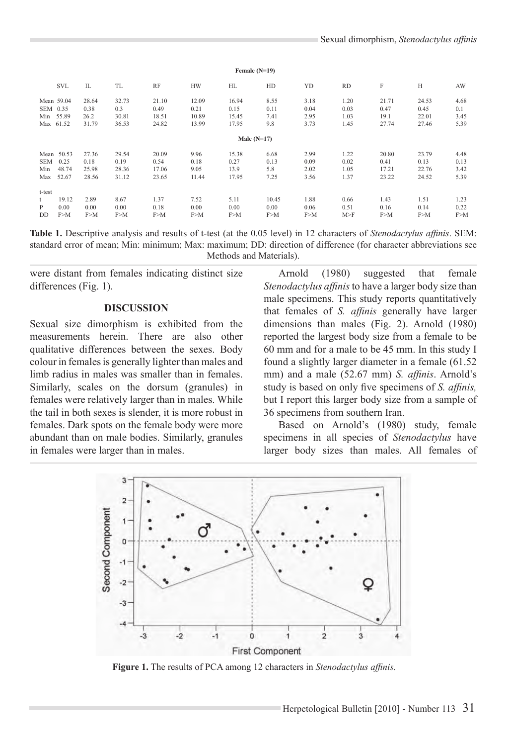| | SVL | IL | TL | RF | HW | HL | HD | YD | RD | F | H | AW |
|---|---|---|---|---|---|---|---|---|---|---|---|---|
| **Female (N=19)** | | | | | | | | | | | | |
| Mean | 59.04 | 28.64 | 32.73 | 21.10 | 12.09 | 16.94 | 8.55 | 3.18 | 1.20 | 21.71 | 24.53 | 4.68 |
| SEM | 0.35 | 0.38 | 0.3 | 0.49 | 0.21 | 0.15 | 0.11 | 0.04 | 0.03 | 0.47 | 0.45 | 0.1 |
| Min | 55.89 | 26.2 | 30.81 | 18.51 | 10.89 | 15.45 | 7.41 | 2.95 | 1.03 | 19.1 | 22.01 | 3.45 |
| Max | 61.52 | 31.79 | 36.53 | 24.82 | 13.99 | 17.95 | 9.8 | 3.73 | 1.45 | 27.74 | 27.46 | 5.39 |
| **Male (N=17)** | | | | | | | | | | | | |
| Mean | 50.53 | 27.36 | 29.54 | 20.09 | 9.96 | 15.38 | 6.68 | 2.99 | 1.22 | 20.80 | 23.79 | 4.48 |
| SEM | 0.25 | 0.18 | 0.19 | 0.54 | 0.18 | 0.27 | 0.13 | 0.09 | 0.02 | 0.41 | 0.13 | 0.13 |
| Min | 48.74 | 25.98 | 28.36 | 17.06 | 9.05 | 13.9 | 5.8 | 2.02 | 1.05 | 17.21 | 22.76 | 3.42 |
| Max | 52.67 | 28.56 | 31.12 | 23.65 | 11.44 | 17.95 | 7.25 | 3.56 | 1.37 | 23.22 | 24.52 | 5.39 |
| **t-test** | | | | | | | | | | | | |
| t | 19.12 | 2.89 | 8.67 | 1.37 | 7.52 | 5.11 | 10.45 | 1.88 | 0.66 | 1.43 | 1.51 | 1.23 |
| P | 0.00 | 0.00 | 0.00 | 0.18 | 0.00 | 0.00 | 0.00 | 0.06 | 0.51 | 0.16 | 0.14 | 0.22 |
| DD | F>M | F>M | F>M | F>M | F>M | F>M | F>M | F>M | M>F | F>M | F>M | F>M |

**Table 1.** Descriptive analysis and results of t-test (at the 0.05 level) in 12 characters of *Stenodactylus affinis*. SEM: standard error of mean; Min: minimum; Max: maximum; DD: direction of difference (for character abbreviations see Methods and Materials).

were distant from females indicating distinct size differences (Fig. 1).

## DISCUSSION

Sexual size dimorphism is exhibited from the measurements herein. There are also other qualitative differences between the sexes. Body colour in females is generally lighter than males and limb radius in males was smaller than in females. Similarly, scales on the dorsum (granules) in females were relatively larger than in males. While the tail in both sexes is slender, it is more robust in females. Dark spots on the female body were more abundant than on male bodies. Similarly, granules in females were larger than in males.

Arnold (1980) suggested that female *Stenodactylus affinis* to have a larger body size than male specimens. This study reports quantitatively that females of *S. affinis* generally have larger dimensions than males (Fig. 2). Arnold (1980) reported the largest body size from a female to be 60 mm and for a male to be 45 mm. In this study I found a slightly larger diameter in a female (61.52 mm) and a male (52.67 mm) *S. affinis*. Arnold's study is based on only five specimens of *S. affinis,* but I report this larger body size from a sample of 36 specimens from southern Iran.

Based on Arnold's (1980) study, female specimens in all species of *Stenodactylus* have larger body sizes than males. All females of

**Figure 1.** The results of PCA among 12 characters in *Stenodactylus affinis.*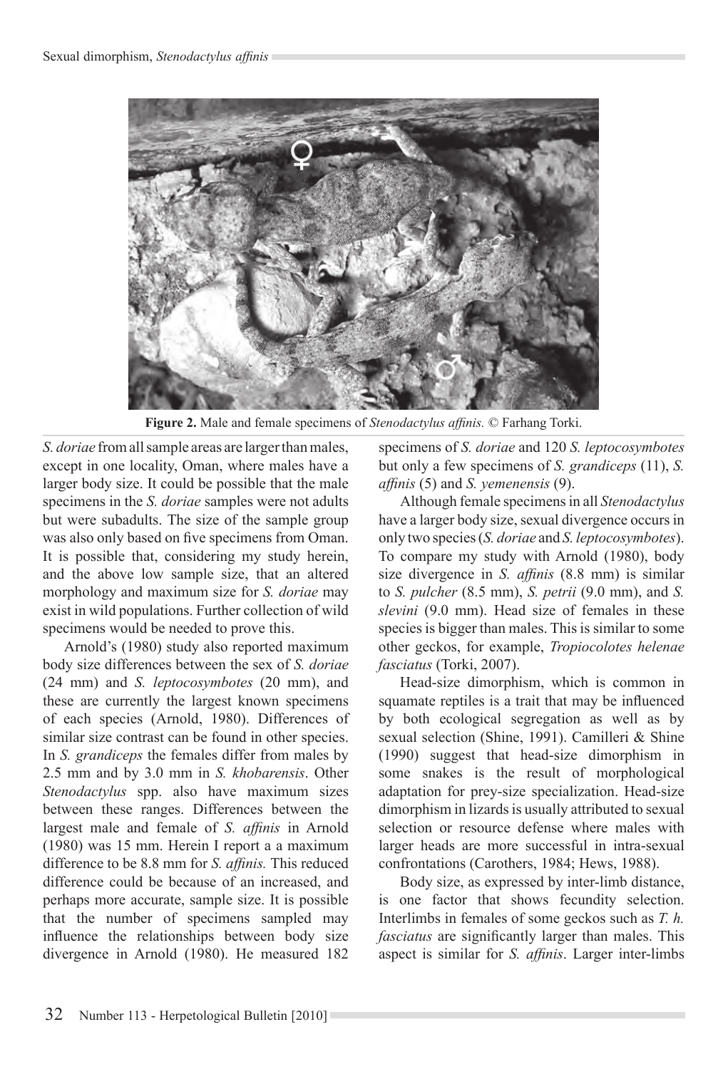**Figure 2.** Male and female specimens of *Stenodactylus affinis.* © Farhang Torki.

*S. doriae* from all sample areas are larger than males, except in one locality, Oman, where males have a larger body size. It could be possible that the male specimens in the *S. doriae* samples were not adults but were subadults. The size of the sample group was also only based on five specimens from Oman. It is possible that, considering my study herein, and the above low sample size, that an altered morphology and maximum size for *S. doriae* may exist in wild populations. Further collection of wild specimens would be needed to prove this.

Arnold's (1980) study also reported maximum body size differences between the sex of *S. doriae* (24 mm) and *S. leptocosymbotes* (20 mm), and these are currently the largest known specimens of each species (Arnold, 1980). Differences of similar size contrast can be found in other species. In *S. grandiceps* the females differ from males by 2.5 mm and by 3.0 mm in *S. khobarensis*. Other *Stenodactylus* spp. also have maximum sizes between these ranges. Differences between the largest male and female of *S. affinis* in Arnold (1980) was 15 mm. Herein I report a a maximum difference to be 8.8 mm for *S. affinis.* This reduced difference could be because of an increased, and perhaps more accurate, sample size. It is possible that the number of specimens sampled may influence the relationships between body size divergence in Arnold (1980). He measured 182 specimens of *S. doriae* and 120 *S. leptocosymbotes* but only a few specimens of *S. grandiceps* (11), *S. affinis* (5) and *S. yemenensis* (9).

Although female specimens in all *Stenodactylus* have a larger body size, sexual divergence occurs in only two species (*S. doriae* and *S. leptocosymbotes*). To compare my study with Arnold (1980), body size divergence in *S. affinis* (8.8 mm) is similar to *S. pulcher* (8.5 mm), *S. petrii* (9.0 mm), and *S. slevini* (9.0 mm). Head size of females in these species is bigger than males. This is similar to some other geckos, for example, *Tropiocolotes helenae fasciatus* (Torki, 2007).

Head-size dimorphism, which is common in squamate reptiles is a trait that may be influenced by both ecological segregation as well as by sexual selection (Shine, 1991). Camilleri & Shine (1990) suggest that head-size dimorphism in some snakes is the result of morphological adaptation for prey-size specialization. Head-size dimorphism in lizards is usually attributed to sexual selection or resource defense where males with larger heads are more successful in intra-sexual confrontations (Carothers, 1984; Hews, 1988).

Body size, as expressed by inter-limb distance, is one factor that shows fecundity selection. Interlimbs in females of some geckos such as *T. h. fasciatus* are significantly larger than males. This aspect is similar for *S. affinis*. Larger inter-limbs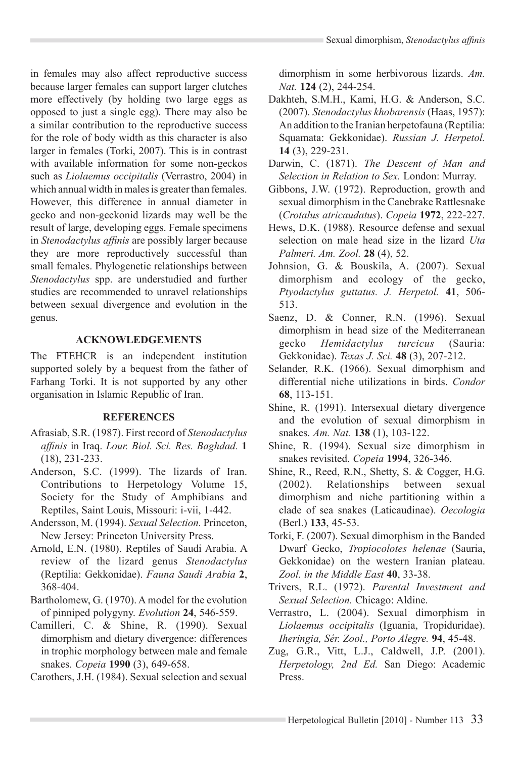in females may also affect reproductive success because larger females can support larger clutches more effectively (by holding two large eggs as opposed to just a single egg). There may also be a similar contribution to the reproductive success for the role of body width as this character is also larger in females (Torki, 2007). This is in contrast with available information for some non-geckos such as *Liolaemus occipitalis* (Verrastro, 2004) in which annual width in males is greater than females. However, this difference in annual diameter in gecko and non-geckonid lizards may well be the result of large, developing eggs. Female specimens in *Stenodactylus affinis* are possibly larger because they are more reproductively successful than small females. Phylogenetic relationships between *Stenodactylus* spp. are understudied and further studies are recommended to unravel relationships between sexual divergence and evolution in the genus.

## ACKNOWLEDGEMENTS

The FTEHCR is an independent institution supported solely by a bequest from the father of Farhang Torki. It is not supported by any other organisation in Islamic Republic of Iran.

## REFERENCES

Afrasiab, S.R. (1987). First record of *Stenodactylus affinis* in Iraq. *Lour. Biol. Sci. Res. Baghdad.* **1** (18), 231-233.

Anderson, S.C. (1999). The lizards of Iran. Contributions to Herpetology Volume 15, Society for the Study of Amphibians and Reptiles, Saint Louis, Missouri: i-vii, 1-442.

Andersson, M. (1994). *Sexual Selection.* Princeton, New Jersey: Princeton University Press.

Arnold, E.N. (1980). Reptiles of Saudi Arabia. A review of the lizard genus *Stenodactylus* (Reptilia: Gekkonidae). *Fauna Saudi Arabia* **2**, 368-404.

Bartholomew, G. (1970). A model for the evolution of pinniped polygyny. *Evolution* **24**, 546-559.

Camilleri, C. & Shine, R. (1990). Sexual dimorphism and dietary divergence: differences in trophic morphology between male and female snakes. *Copeia* **1990** (3), 649-658.

Carothers, J.H. (1984). Sexual selection and sexual dimorphism in some herbivorous lizards. *Am. Nat.* **124** (2), 244-254.

Dakhteh, S.M.H., Kami, H.G. & Anderson, S.C. (2007). *Stenodactylus khobarensis* (Haas, 1957): An addition to the Iranian herpetofauna (Reptilia: Squamata: Gekkonidae). *Russian J. Herpetol.* **14** (3), 229-231.

Darwin, C. (1871). *The Descent of Man and Selection in Relation to Sex.* London: Murray.

Gibbons, J.W. (1972). Reproduction, growth and sexual dimorphism in the Canebrake Rattlesnake (*Crotalus atricaudatus*). *Copeia* **1972**, 222-227.

Hews, D.K. (1988). Resource defense and sexual selection on male head size in the lizard *Uta Palmeri. Am. Zool.* **28** (4), 52.

Johnsion, G. & Bouskila, A. (2007). Sexual dimorphism and ecology of the gecko, *Ptyodactylus guttatus. J. Herpetol.* **41**, 506-513.

Saenz, D. & Conner, R.N. (1996). Sexual dimorphism in head size of the Mediterranean gecko *Hemidactylus turcicus* (Sauria: Gekkonidae). *Texas J. Sci.* **48** (3), 207-212.

Selander, R.K. (1966). Sexual dimorphism and differential niche utilizations in birds. *Condor* **68**, 113-151.

Shine, R. (1991). Intersexual dietary divergence and the evolution of sexual dimorphism in snakes. *Am. Nat.* **138** (1), 103-122.

Shine, R. (1994). Sexual size dimorphism in snakes revisited. *Copeia* **1994**, 326-346.

Shine, R., Reed, R.N., Shetty, S. & Cogger, H.G. (2002). Relationships between sexual dimorphism and niche partitioning within a clade of sea snakes (Laticaudinae). *Oecologia* (Berl.) **133**, 45-53.

Torki, F. (2007). Sexual dimorphism in the Banded Dwarf Gecko, *Tropiocolotes helenae* (Sauria, Gekkonidae) on the western Iranian plateau. *Zool. in the Middle East* **40**, 33-38.

Trivers, R.L. (1972). *Parental Investment and Sexual Selection.* Chicago: Aldine.

Verrastro, L. (2004). Sexual dimorphism in *Liolaemus occipitalis* (Iguania, Tropiduridae). *Iheringia, Sér. Zool., Porto Alegre.* **94**, 45-48.

Zug, G.R., Vitt, L.J., Caldwell, J.P. (2001). *Herpetology, 2nd Ed.* San Diego: Academic Press.